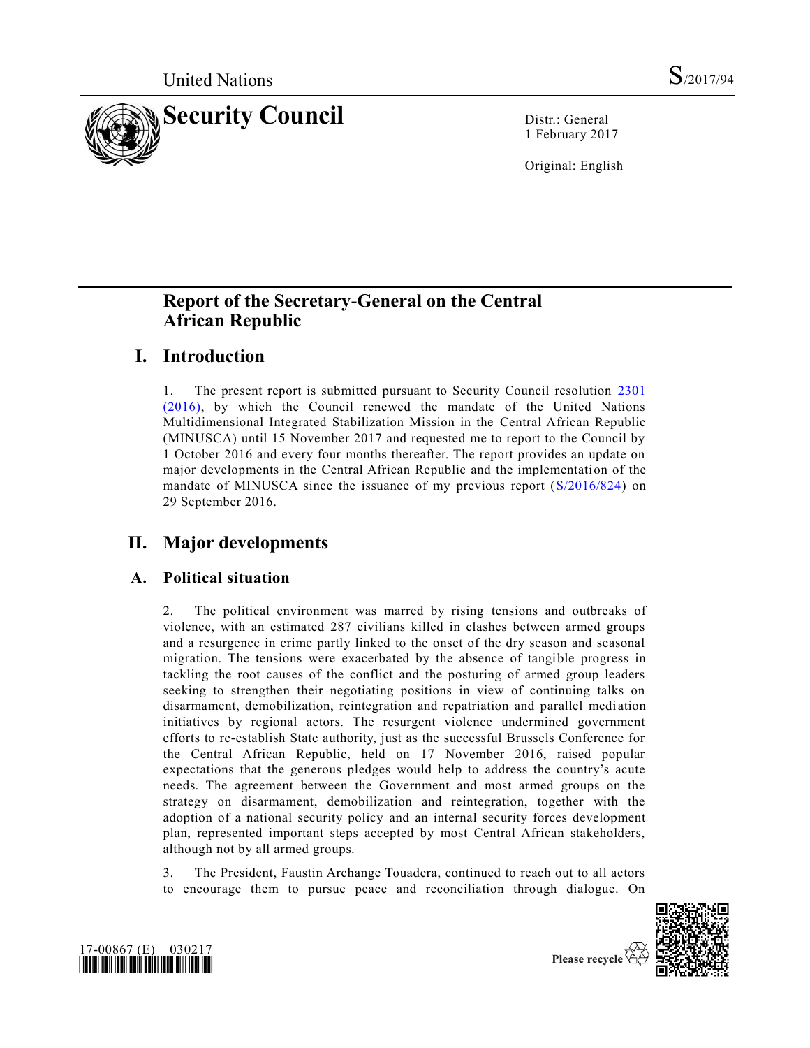United Nations S/2017/94

# Security Council

Distr.: General
1 February 2017

Original: English

## Report of the Secretary-General on the Central African Republic

## I. Introduction

1. The present report is submitted pursuant to Security Council resolution 2301 (2016), by which the Council renewed the mandate of the United Nations Multidimensional Integrated Stabilization Mission in the Central African Republic (MINUSCA) until 15 November 2017 and requested me to report to the Council by 1 October 2016 and every four months thereafter. The report provides an update on major developments in the Central African Republic and the implementation of the mandate of MINUSCA since the issuance of my previous report (S/2016/824) on 29 September 2016.

## II. Major developments

### A. Political situation

2. The political environment was marred by rising tensions and outbreaks of violence, with an estimated 287 civilians killed in clashes between armed groups and a resurgence in crime partly linked to the onset of the dry season and seasonal migration. The tensions were exacerbated by the absence of tangible progress in tackling the root causes of the conflict and the posturing of armed group leaders seeking to strengthen their negotiating positions in view of continuing talks on disarmament, demobilization, reintegration and repatriation and parallel mediation initiatives by regional actors. The resurgent violence undermined government efforts to re-establish State authority, just as the successful Brussels Conference for the Central African Republic, held on 17 November 2016, raised popular expectations that the generous pledges would help to address the country's acute needs. The agreement between the Government and most armed groups on the strategy on disarmament, demobilization and reintegration, together with the adoption of a national security policy and an internal security forces development plan, represented important steps accepted by most Central African stakeholders, although not by all armed groups.

3. The President, Faustin Archange Touadera, continued to reach out to all actors to encourage them to pursue peace and reconciliation through dialogue. On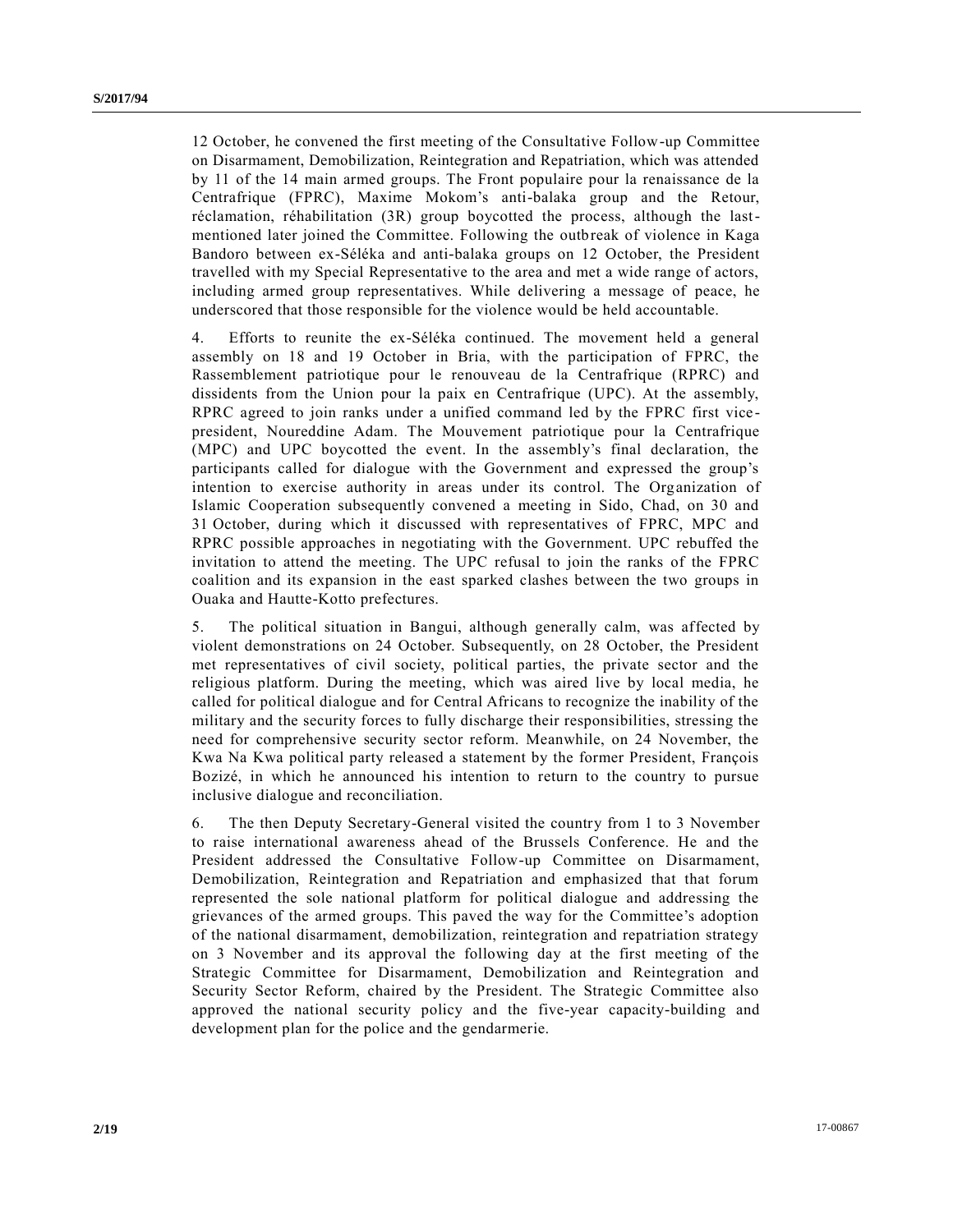12 October, he convened the first meeting of the Consultative Follow-up Committee on Disarmament, Demobilization, Reintegration and Repatriation, which was attended by 11 of the 14 main armed groups. The Front populaire pour la renaissance de la Centrafrique (FPRC), Maxime Mokom's anti-balaka group and the Retour, réclamation, réhabilitation (3R) group boycotted the process, although the last-mentioned later joined the Committee. Following the outbreak of violence in Kaga Bandoro between ex-Séléka and anti-balaka groups on 12 October, the President travelled with my Special Representative to the area and met a wide range of actors, including armed group representatives. While delivering a message of peace, he underscored that those responsible for the violence would be held accountable.

4. Efforts to reunite the ex-Séléka continued. The movement held a general assembly on 18 and 19 October in Bria, with the participation of FPRC, the Rassemblement patriotique pour le renouveau de la Centrafrique (RPRC) and dissidents from the Union pour la paix en Centrafrique (UPC). At the assembly, RPRC agreed to join ranks under a unified command led by the FPRC first vice-president, Noureddine Adam. The Mouvement patriotique pour la Centrafrique (MPC) and UPC boycotted the event. In the assembly's final declaration, the participants called for dialogue with the Government and expressed the group's intention to exercise authority in areas under its control. The Organization of Islamic Cooperation subsequently convened a meeting in Sido, Chad, on 30 and 31 October, during which it discussed with representatives of FPRC, MPC and RPRC possible approaches in negotiating with the Government. UPC rebuffed the invitation to attend the meeting. The UPC refusal to join the ranks of the FPRC coalition and its expansion in the east sparked clashes between the two groups in Ouaka and Hautte-Kotto prefectures.

5. The political situation in Bangui, although generally calm, was affected by violent demonstrations on 24 October. Subsequently, on 28 October, the President met representatives of civil society, political parties, the private sector and the religious platform. During the meeting, which was aired live by local media, he called for political dialogue and for Central Africans to recognize the inability of the military and the security forces to fully discharge their responsibilities, stressing the need for comprehensive security sector reform. Meanwhile, on 24 November, the Kwa Na Kwa political party released a statement by the former President, François Bozizé, in which he announced his intention to return to the country to pursue inclusive dialogue and reconciliation.

6. The then Deputy Secretary-General visited the country from 1 to 3 November to raise international awareness ahead of the Brussels Conference. He and the President addressed the Consultative Follow-up Committee on Disarmament, Demobilization, Reintegration and Repatriation and emphasized that that forum represented the sole national platform for political dialogue and addressing the grievances of the armed groups. This paved the way for the Committee's adoption of the national disarmament, demobilization, reintegration and repatriation strategy on 3 November and its approval the following day at the first meeting of the Strategic Committee for Disarmament, Demobilization and Reintegration and Security Sector Reform, chaired by the President. The Strategic Committee also approved the national security policy and the five-year capacity-building and development plan for the police and the gendarmerie.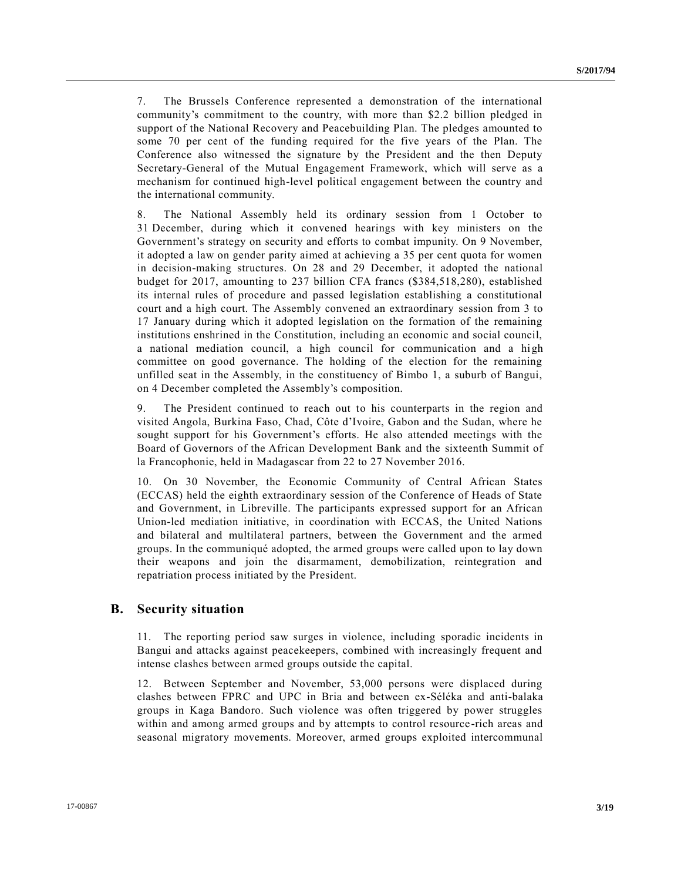7. The Brussels Conference represented a demonstration of the international community's commitment to the country, with more than $2.2 billion pledged in support of the National Recovery and Peacebuilding Plan. The pledges amounted to some 70 per cent of the funding required for the five years of the Plan. The Conference also witnessed the signature by the President and the then Deputy Secretary-General of the Mutual Engagement Framework, which will serve as a mechanism for continued high-level political engagement between the country and the international community.

8. The National Assembly held its ordinary session from 1 October to 31 December, during which it convened hearings with key ministers on the Government's strategy on security and efforts to combat impunity. On 9 November, it adopted a law on gender parity aimed at achieving a 35 per cent quota for women in decision-making structures. On 28 and 29 December, it adopted the national budget for 2017, amounting to 237 billion CFA francs ($384,518,280), established its internal rules of procedure and passed legislation establishing a constitutional court and a high court. The Assembly convened an extraordinary session from 3 to 17 January during which it adopted legislation on the formation of the remaining institutions enshrined in the Constitution, including an economic and social council, a national mediation council, a high council for communication and a high committee on good governance. The holding of the election for the remaining unfilled seat in the Assembly, in the constituency of Bimbo 1, a suburb of Bangui, on 4 December completed the Assembly's composition.

9. The President continued to reach out to his counterparts in the region and visited Angola, Burkina Faso, Chad, Côte d'Ivoire, Gabon and the Sudan, where he sought support for his Government's efforts. He also attended meetings with the Board of Governors of the African Development Bank and the sixteenth Summit of la Francophonie, held in Madagascar from 22 to 27 November 2016.

10. On 30 November, the Economic Community of Central African States (ECCAS) held the eighth extraordinary session of the Conference of Heads of State and Government, in Libreville. The participants expressed support for an African Union-led mediation initiative, in coordination with ECCAS, the United Nations and bilateral and multilateral partners, between the Government and the armed groups. In the communiqué adopted, the armed groups were called upon to lay down their weapons and join the disarmament, demobilization, reintegration and repatriation process initiated by the President.

## B. Security situation

11. The reporting period saw surges in violence, including sporadic incidents in Bangui and attacks against peacekeepers, combined with increasingly frequent and intense clashes between armed groups outside the capital.

12. Between September and November, 53,000 persons were displaced during clashes between FPRC and UPC in Bria and between ex-Séléka and anti-balaka groups in Kaga Bandoro. Such violence was often triggered by power struggles within and among armed groups and by attempts to control resource-rich areas and seasonal migratory movements. Moreover, armed groups exploited intercommunal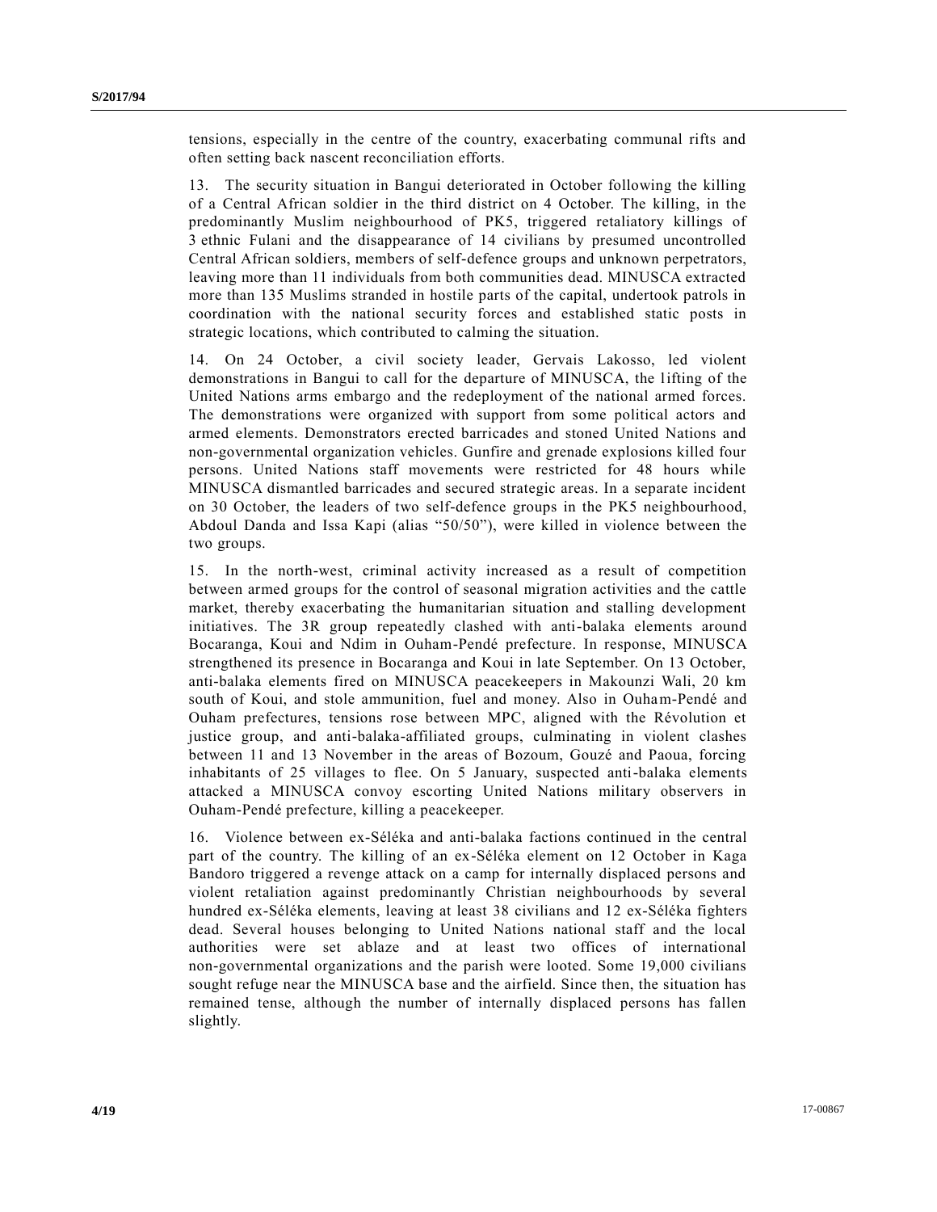tensions, especially in the centre of the country, exacerbating communal rifts and often setting back nascent reconciliation efforts.

13. The security situation in Bangui deteriorated in October following the killing of a Central African soldier in the third district on 4 October. The killing, in the predominantly Muslim neighbourhood of PK5, triggered retaliatory killings of 3 ethnic Fulani and the disappearance of 14 civilians by presumed uncontrolled Central African soldiers, members of self-defence groups and unknown perpetrators, leaving more than 11 individuals from both communities dead. MINUSCA extracted more than 135 Muslims stranded in hostile parts of the capital, undertook patrols in coordination with the national security forces and established static posts in strategic locations, which contributed to calming the situation.

14. On 24 October, a civil society leader, Gervais Lakosso, led violent demonstrations in Bangui to call for the departure of MINUSCA, the lifting of the United Nations arms embargo and the redeployment of the national armed forces. The demonstrations were organized with support from some political actors and armed elements. Demonstrators erected barricades and stoned United Nations and non-governmental organization vehicles. Gunfire and grenade explosions killed four persons. United Nations staff movements were restricted for 48 hours while MINUSCA dismantled barricades and secured strategic areas. In a separate incident on 30 October, the leaders of two self-defence groups in the PK5 neighbourhood, Abdoul Danda and Issa Kapi (alias "50/50"), were killed in violence between the two groups.

15. In the north-west, criminal activity increased as a result of competition between armed groups for the control of seasonal migration activities and the cattle market, thereby exacerbating the humanitarian situation and stalling development initiatives. The 3R group repeatedly clashed with anti-balaka elements around Bocaranga, Koui and Ndim in Ouham-Pendé prefecture. In response, MINUSCA strengthened its presence in Bocaranga and Koui in late September. On 13 October, anti-balaka elements fired on MINUSCA peacekeepers in Makounzi Wali, 20 km south of Koui, and stole ammunition, fuel and money. Also in Ouham-Pendé and Ouham prefectures, tensions rose between MPC, aligned with the Révolution et justice group, and anti-balaka-affiliated groups, culminating in violent clashes between 11 and 13 November in the areas of Bozoum, Gouzé and Paoua, forcing inhabitants of 25 villages to flee. On 5 January, suspected anti-balaka elements attacked a MINUSCA convoy escorting United Nations military observers in Ouham-Pendé prefecture, killing a peacekeeper.

16. Violence between ex-Séléka and anti-balaka factions continued in the central part of the country. The killing of an ex-Séléka element on 12 October in Kaga Bandoro triggered a revenge attack on a camp for internally displaced persons and violent retaliation against predominantly Christian neighbourhoods by several hundred ex-Séléka elements, leaving at least 38 civilians and 12 ex-Séléka fighters dead. Several houses belonging to United Nations national staff and the local authorities were set ablaze and at least two offices of international non-governmental organizations and the parish were looted. Some 19,000 civilians sought refuge near the MINUSCA base and the airfield. Since then, the situation has remained tense, although the number of internally displaced persons has fallen slightly.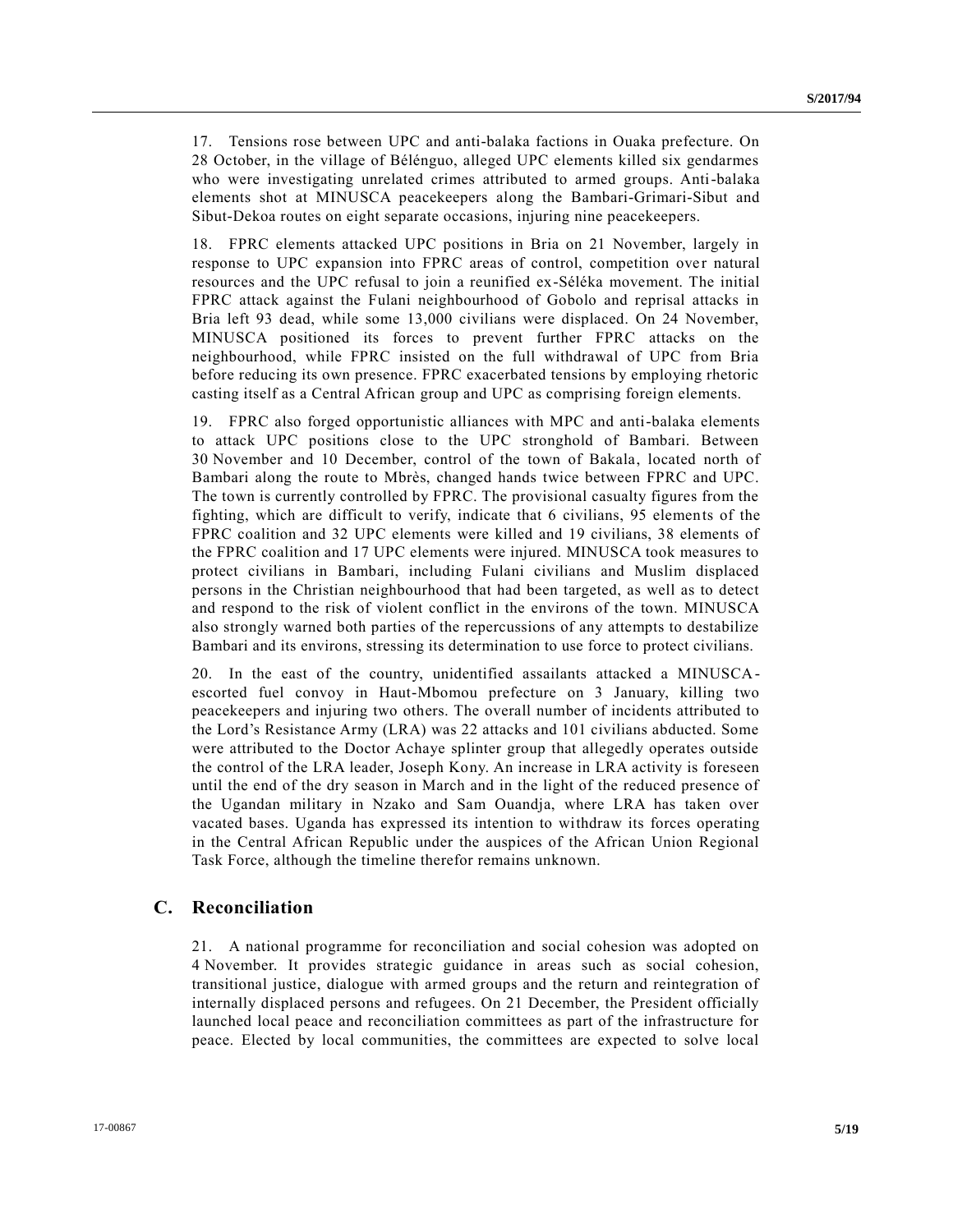17. Tensions rose between UPC and anti-balaka factions in Ouaka prefecture. On 28 October, in the village of Bélénguo, alleged UPC elements killed six gendarmes who were investigating unrelated crimes attributed to armed groups. Anti-balaka elements shot at MINUSCA peacekeepers along the Bambari-Grimari-Sibut and Sibut-Dekoa routes on eight separate occasions, injuring nine peacekeepers.

18. FPRC elements attacked UPC positions in Bria on 21 November, largely in response to UPC expansion into FPRC areas of control, competition over natural resources and the UPC refusal to join a reunified ex-Séléka movement. The initial FPRC attack against the Fulani neighbourhood of Gobolo and reprisal attacks in Bria left 93 dead, while some 13,000 civilians were displaced. On 24 November, MINUSCA positioned its forces to prevent further FPRC attacks on the neighbourhood, while FPRC insisted on the full withdrawal of UPC from Bria before reducing its own presence. FPRC exacerbated tensions by employing rhetoric casting itself as a Central African group and UPC as comprising foreign elements.

19. FPRC also forged opportunistic alliances with MPC and anti-balaka elements to attack UPC positions close to the UPC stronghold of Bambari. Between 30 November and 10 December, control of the town of Bakala, located north of Bambari along the route to Mbrès, changed hands twice between FPRC and UPC. The town is currently controlled by FPRC. The provisional casualty figures from the fighting, which are difficult to verify, indicate that 6 civilians, 95 elements of the FPRC coalition and 32 UPC elements were killed and 19 civilians, 38 elements of the FPRC coalition and 17 UPC elements were injured. MINUSCA took measures to protect civilians in Bambari, including Fulani civilians and Muslim displaced persons in the Christian neighbourhood that had been targeted, as well as to detect and respond to the risk of violent conflict in the environs of the town. MINUSCA also strongly warned both parties of the repercussions of any attempts to destabilize Bambari and its environs, stressing its determination to use force to protect civilians.

20. In the east of the country, unidentified assailants attacked a MINUSCA-escorted fuel convoy in Haut-Mbomou prefecture on 3 January, killing two peacekeepers and injuring two others. The overall number of incidents attributed to the Lord's Resistance Army (LRA) was 22 attacks and 101 civilians abducted. Some were attributed to the Doctor Achaye splinter group that allegedly operates outside the control of the LRA leader, Joseph Kony. An increase in LRA activity is foreseen until the end of the dry season in March and in the light of the reduced presence of the Ugandan military in Nzako and Sam Ouandja, where LRA has taken over vacated bases. Uganda has expressed its intention to withdraw its forces operating in the Central African Republic under the auspices of the African Union Regional Task Force, although the timeline therefor remains unknown.

## C. Reconciliation

21. A national programme for reconciliation and social cohesion was adopted on 4 November. It provides strategic guidance in areas such as social cohesion, transitional justice, dialogue with armed groups and the return and reintegration of internally displaced persons and refugees. On 21 December, the President officially launched local peace and reconciliation committees as part of the infrastructure for peace. Elected by local communities, the committees are expected to solve local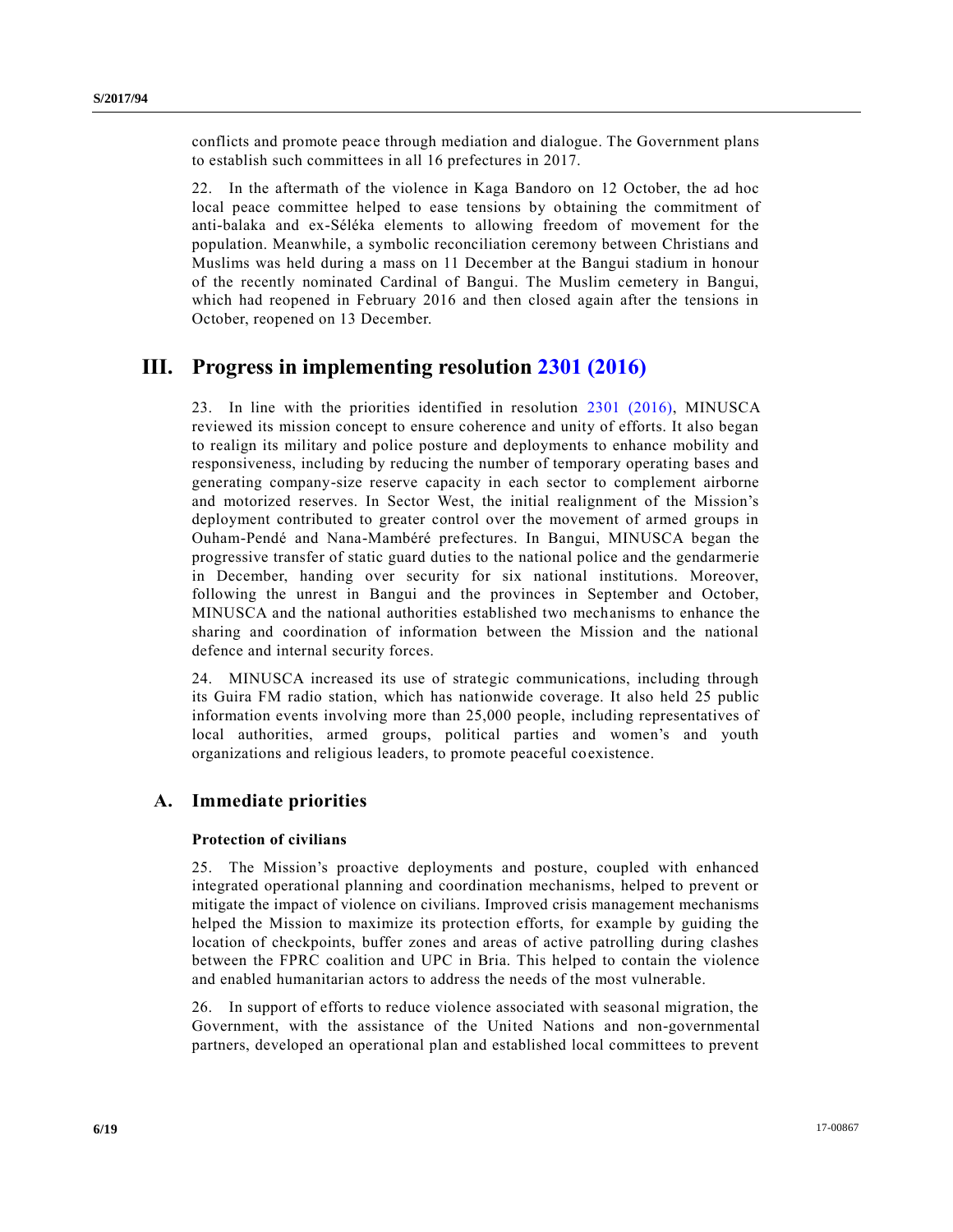conflicts and promote peace through mediation and dialogue. The Government plans to establish such committees in all 16 prefectures in 2017.

22. In the aftermath of the violence in Kaga Bandoro on 12 October, the ad hoc local peace committee helped to ease tensions by obtaining the commitment of anti-balaka and ex-Séléka elements to allowing freedom of movement for the population. Meanwhile, a symbolic reconciliation ceremony between Christians and Muslims was held during a mass on 11 December at the Bangui stadium in honour of the recently nominated Cardinal of Bangui. The Muslim cemetery in Bangui, which had reopened in February 2016 and then closed again after the tensions in October, reopened on 13 December.

# III. Progress in implementing resolution 2301 (2016)

23. In line with the priorities identified in resolution 2301 (2016), MINUSCA reviewed its mission concept to ensure coherence and unity of efforts. It also began to realign its military and police posture and deployments to enhance mobility and responsiveness, including by reducing the number of temporary operating bases and generating company-size reserve capacity in each sector to complement airborne and motorized reserves. In Sector West, the initial realignment of the Mission's deployment contributed to greater control over the movement of armed groups in Ouham-Pendé and Nana-Mambéré prefectures. In Bangui, MINUSCA began the progressive transfer of static guard duties to the national police and the gendarmerie in December, handing over security for six national institutions. Moreover, following the unrest in Bangui and the provinces in September and October, MINUSCA and the national authorities established two mechanisms to enhance the sharing and coordination of information between the Mission and the national defence and internal security forces.

24. MINUSCA increased its use of strategic communications, including through its Guira FM radio station, which has nationwide coverage. It also held 25 public information events involving more than 25,000 people, including representatives of local authorities, armed groups, political parties and women's and youth organizations and religious leaders, to promote peaceful coexistence.

## A. Immediate priorities

### Protection of civilians

25. The Mission's proactive deployments and posture, coupled with enhanced integrated operational planning and coordination mechanisms, helped to prevent or mitigate the impact of violence on civilians. Improved crisis management mechanisms helped the Mission to maximize its protection efforts, for example by guiding the location of checkpoints, buffer zones and areas of active patrolling during clashes between the FPRC coalition and UPC in Bria. This helped to contain the violence and enabled humanitarian actors to address the needs of the most vulnerable.

26. In support of efforts to reduce violence associated with seasonal migration, the Government, with the assistance of the United Nations and non-governmental partners, developed an operational plan and established local committees to prevent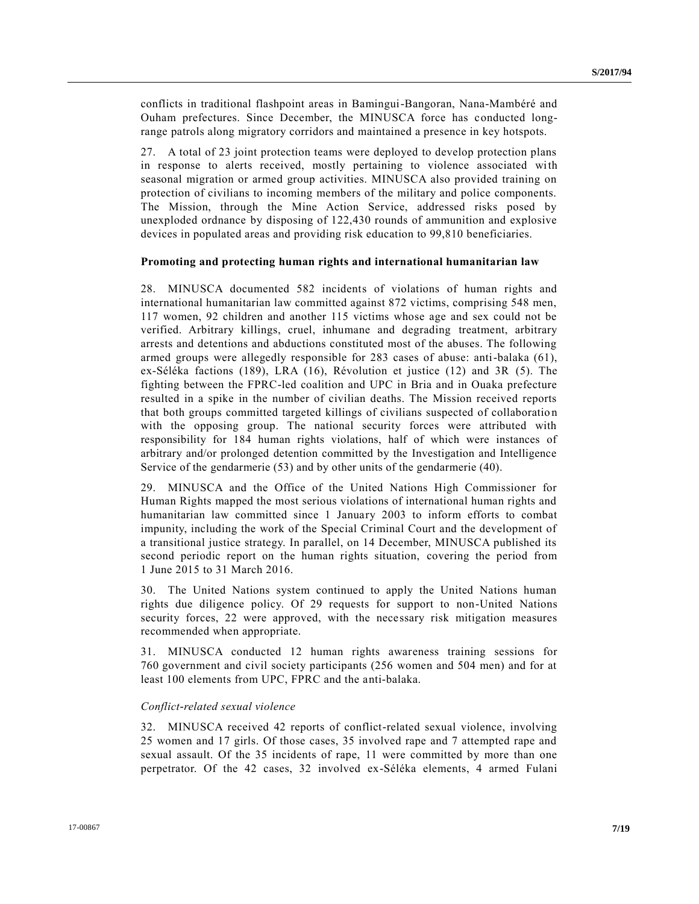conflicts in traditional flashpoint areas in Bamingui-Bangoran, Nana-Mambéré and Ouham prefectures. Since December, the MINUSCA force has conducted long-range patrols along migratory corridors and maintained a presence in key hotspots.

27. A total of 23 joint protection teams were deployed to develop protection plans in response to alerts received, mostly pertaining to violence associated with seasonal migration or armed group activities. MINUSCA also provided training on protection of civilians to incoming members of the military and police components. The Mission, through the Mine Action Service, addressed risks posed by unexploded ordnance by disposing of 122,430 rounds of ammunition and explosive devices in populated areas and providing risk education to 99,810 beneficiaries.

**Promoting and protecting human rights and international humanitarian law**

28. MINUSCA documented 582 incidents of violations of human rights and international humanitarian law committed against 872 victims, comprising 548 men, 117 women, 92 children and another 115 victims whose age and sex could not be verified. Arbitrary killings, cruel, inhumane and degrading treatment, arbitrary arrests and detentions and abductions constituted most of the abuses. The following armed groups were allegedly responsible for 283 cases of abuse: anti-balaka (61), ex-Séléka factions (189), LRA (16), Révolution et justice (12) and 3R (5). The fighting between the FPRC-led coalition and UPC in Bria and in Ouaka prefecture resulted in a spike in the number of civilian deaths. The Mission received reports that both groups committed targeted killings of civilians suspected of collaboration with the opposing group. The national security forces were attributed with responsibility for 184 human rights violations, half of which were instances of arbitrary and/or prolonged detention committed by the Investigation and Intelligence Service of the gendarmerie (53) and by other units of the gendarmerie (40).

29. MINUSCA and the Office of the United Nations High Commissioner for Human Rights mapped the most serious violations of international human rights and humanitarian law committed since 1 January 2003 to inform efforts to combat impunity, including the work of the Special Criminal Court and the development of a transitional justice strategy. In parallel, on 14 December, MINUSCA published its second periodic report on the human rights situation, covering the period from 1 June 2015 to 31 March 2016.

30. The United Nations system continued to apply the United Nations human rights due diligence policy. Of 29 requests for support to non-United Nations security forces, 22 were approved, with the necessary risk mitigation measures recommended when appropriate.

31. MINUSCA conducted 12 human rights awareness training sessions for 760 government and civil society participants (256 women and 504 men) and for at least 100 elements from UPC, FPRC and the anti-balaka.

*Conflict-related sexual violence*

32. MINUSCA received 42 reports of conflict-related sexual violence, involving 25 women and 17 girls. Of those cases, 35 involved rape and 7 attempted rape and sexual assault. Of the 35 incidents of rape, 11 were committed by more than one perpetrator. Of the 42 cases, 32 involved ex-Séléka elements, 4 armed Fulani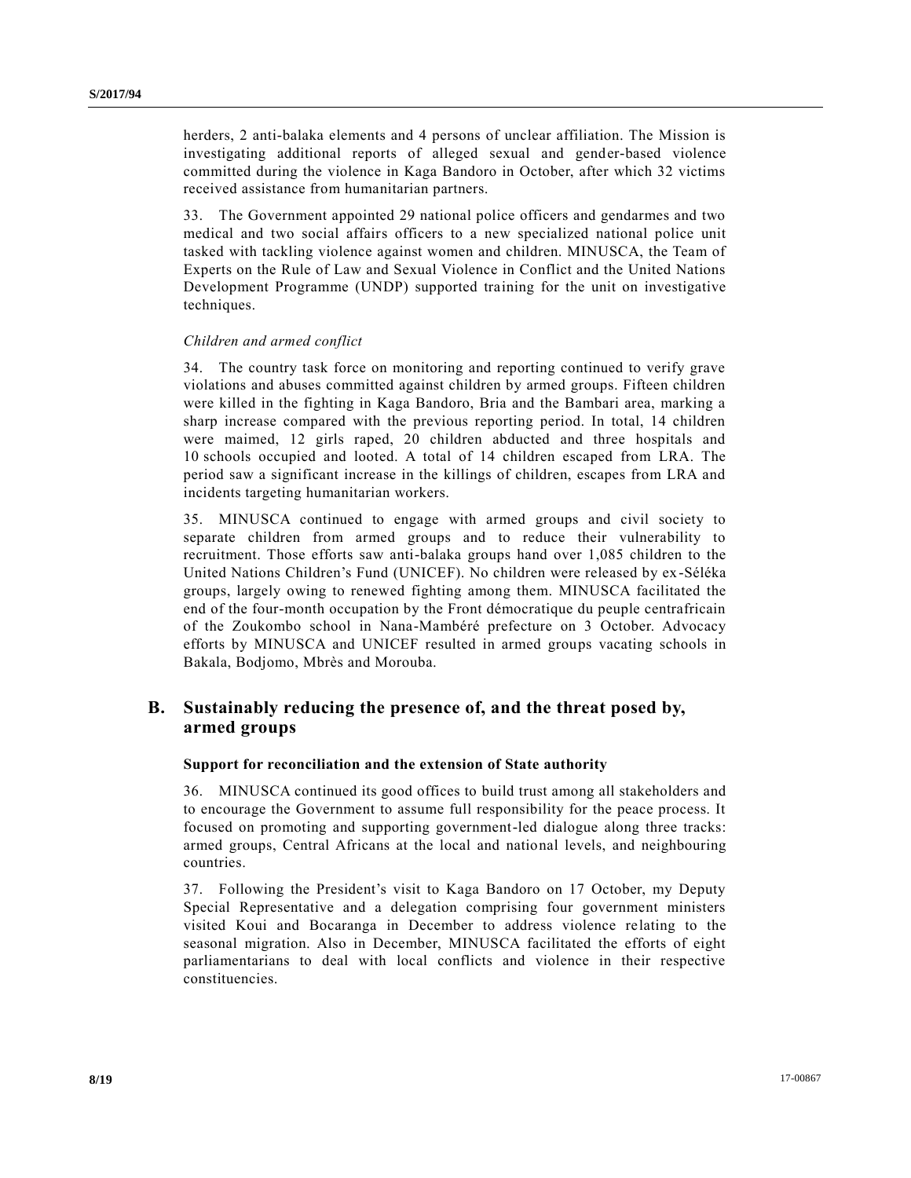herders, 2 anti-balaka elements and 4 persons of unclear affiliation. The Mission is investigating additional reports of alleged sexual and gender-based violence committed during the violence in Kaga Bandoro in October, after which 32 victims received assistance from humanitarian partners.

33. The Government appointed 29 national police officers and gendarmes and two medical and two social affairs officers to a new specialized national police unit tasked with tackling violence against women and children. MINUSCA, the Team of Experts on the Rule of Law and Sexual Violence in Conflict and the United Nations Development Programme (UNDP) supported training for the unit on investigative techniques.

*Children and armed conflict*

34. The country task force on monitoring and reporting continued to verify grave violations and abuses committed against children by armed groups. Fifteen children were killed in the fighting in Kaga Bandoro, Bria and the Bambari area, marking a sharp increase compared with the previous reporting period. In total, 14 children were maimed, 12 girls raped, 20 children abducted and three hospitals and 10 schools occupied and looted. A total of 14 children escaped from LRA. The period saw a significant increase in the killings of children, escapes from LRA and incidents targeting humanitarian workers.

35. MINUSCA continued to engage with armed groups and civil society to separate children from armed groups and to reduce their vulnerability to recruitment. Those efforts saw anti-balaka groups hand over 1,085 children to the United Nations Children's Fund (UNICEF). No children were released by ex-Séléka groups, largely owing to renewed fighting among them. MINUSCA facilitated the end of the four-month occupation by the Front démocratique du peuple centrafricain of the Zoukombo school in Nana-Mambéré prefecture on 3 October. Advocacy efforts by MINUSCA and UNICEF resulted in armed groups vacating schools in Bakala, Bodjomo, Mbrès and Morouba.

## B. Sustainably reducing the presence of, and the threat posed by, armed groups

### Support for reconciliation and the extension of State authority

36. MINUSCA continued its good offices to build trust among all stakeholders and to encourage the Government to assume full responsibility for the peace process. It focused on promoting and supporting government-led dialogue along three tracks: armed groups, Central Africans at the local and national levels, and neighbouring countries.

37. Following the President's visit to Kaga Bandoro on 17 October, my Deputy Special Representative and a delegation comprising four government ministers visited Koui and Bocaranga in December to address violence relating to the seasonal migration. Also in December, MINUSCA facilitated the efforts of eight parliamentarians to deal with local conflicts and violence in their respective constituencies.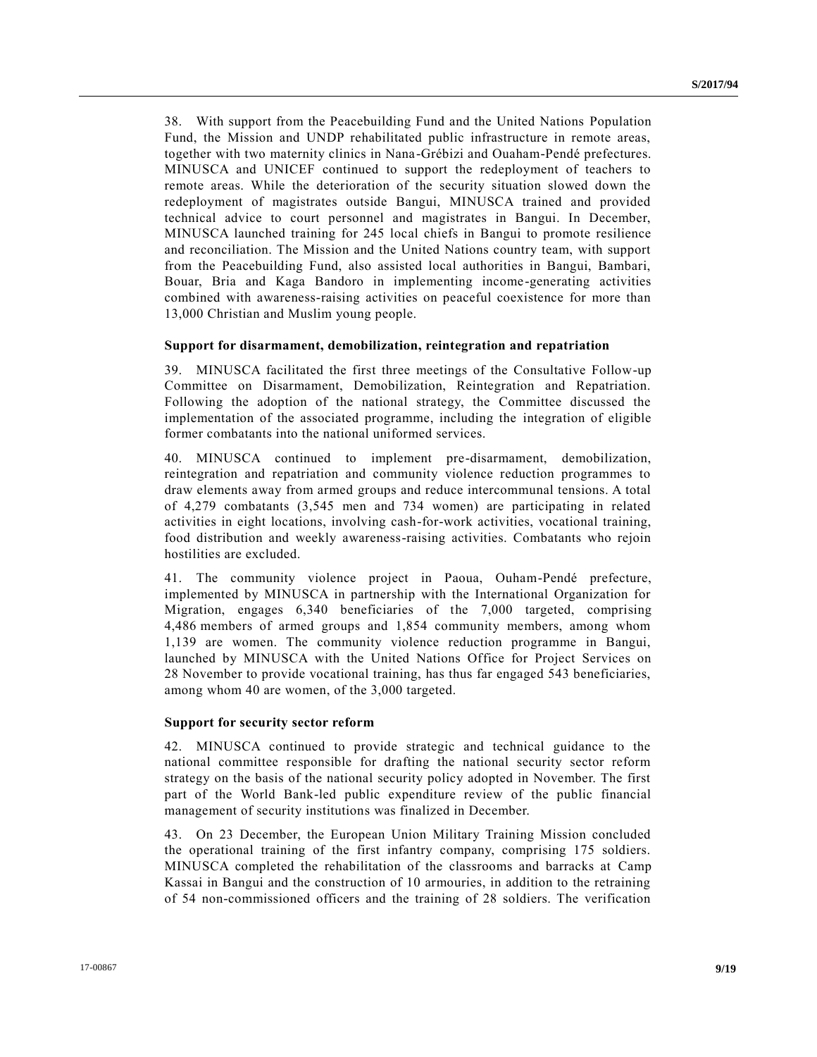38. With support from the Peacebuilding Fund and the United Nations Population Fund, the Mission and UNDP rehabilitated public infrastructure in remote areas, together with two maternity clinics in Nana-Grébizi and Ouaham-Pendé prefectures. MINUSCA and UNICEF continued to support the redeployment of teachers to remote areas. While the deterioration of the security situation slowed down the redeployment of magistrates outside Bangui, MINUSCA trained and provided technical advice to court personnel and magistrates in Bangui. In December, MINUSCA launched training for 245 local chiefs in Bangui to promote resilience and reconciliation. The Mission and the United Nations country team, with support from the Peacebuilding Fund, also assisted local authorities in Bangui, Bambari, Bouar, Bria and Kaga Bandoro in implementing income-generating activities combined with awareness-raising activities on peaceful coexistence for more than 13,000 Christian and Muslim young people.

### Support for disarmament, demobilization, reintegration and repatriation

39. MINUSCA facilitated the first three meetings of the Consultative Follow-up Committee on Disarmament, Demobilization, Reintegration and Repatriation. Following the adoption of the national strategy, the Committee discussed the implementation of the associated programme, including the integration of eligible former combatants into the national uniformed services.

40. MINUSCA continued to implement pre-disarmament, demobilization, reintegration and repatriation and community violence reduction programmes to draw elements away from armed groups and reduce intercommunal tensions. A total of 4,279 combatants (3,545 men and 734 women) are participating in related activities in eight locations, involving cash-for-work activities, vocational training, food distribution and weekly awareness-raising activities. Combatants who rejoin hostilities are excluded.

41. The community violence project in Paoua, Ouham-Pendé prefecture, implemented by MINUSCA in partnership with the International Organization for Migration, engages 6,340 beneficiaries of the 7,000 targeted, comprising 4,486 members of armed groups and 1,854 community members, among whom 1,139 are women. The community violence reduction programme in Bangui, launched by MINUSCA with the United Nations Office for Project Services on 28 November to provide vocational training, has thus far engaged 543 beneficiaries, among whom 40 are women, of the 3,000 targeted.

### Support for security sector reform

42. MINUSCA continued to provide strategic and technical guidance to the national committee responsible for drafting the national security sector reform strategy on the basis of the national security policy adopted in November. The first part of the World Bank-led public expenditure review of the public financial management of security institutions was finalized in December.

43. On 23 December, the European Union Military Training Mission concluded the operational training of the first infantry company, comprising 175 soldiers. MINUSCA completed the rehabilitation of the classrooms and barracks at Camp Kassai in Bangui and the construction of 10 armouries, in addition to the retraining of 54 non-commissioned officers and the training of 28 soldiers. The verification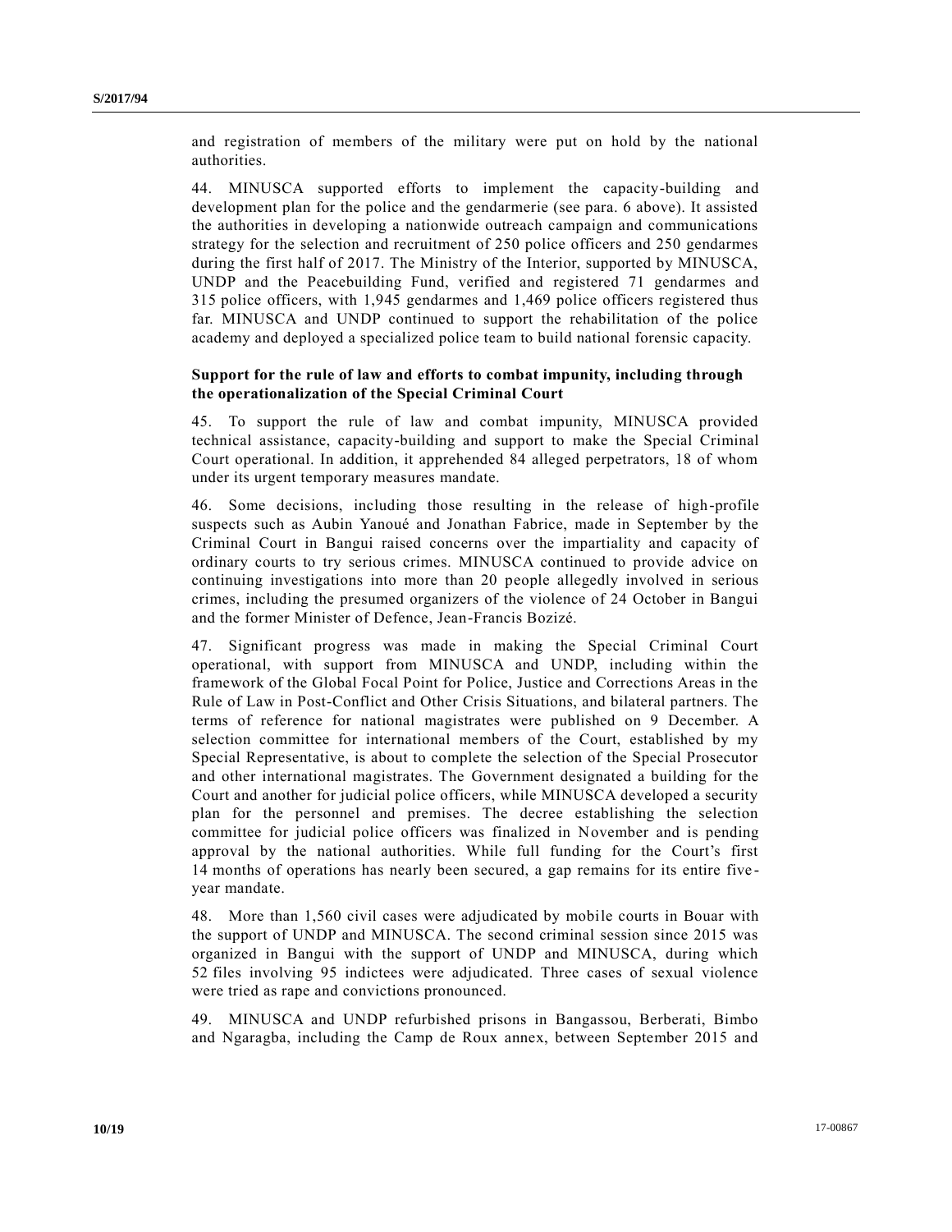and registration of members of the military were put on hold by the national authorities.

44. MINUSCA supported efforts to implement the capacity-building and development plan for the police and the gendarmerie (see para. 6 above). It assisted the authorities in developing a nationwide outreach campaign and communications strategy for the selection and recruitment of 250 police officers and 250 gendarmes during the first half of 2017. The Ministry of the Interior, supported by MINUSCA, UNDP and the Peacebuilding Fund, verified and registered 71 gendarmes and 315 police officers, with 1,945 gendarmes and 1,469 police officers registered thus far. MINUSCA and UNDP continued to support the rehabilitation of the police academy and deployed a specialized police team to build national forensic capacity.

### Support for the rule of law and efforts to combat impunity, including through the operationalization of the Special Criminal Court

45. To support the rule of law and combat impunity, MINUSCA provided technical assistance, capacity-building and support to make the Special Criminal Court operational. In addition, it apprehended 84 alleged perpetrators, 18 of whom under its urgent temporary measures mandate.

46. Some decisions, including those resulting in the release of high-profile suspects such as Aubin Yanoué and Jonathan Fabrice, made in September by the Criminal Court in Bangui raised concerns over the impartiality and capacity of ordinary courts to try serious crimes. MINUSCA continued to provide advice on continuing investigations into more than 20 people allegedly involved in serious crimes, including the presumed organizers of the violence of 24 October in Bangui and the former Minister of Defence, Jean-Francis Bozizé.

47. Significant progress was made in making the Special Criminal Court operational, with support from MINUSCA and UNDP, including within the framework of the Global Focal Point for Police, Justice and Corrections Areas in the Rule of Law in Post-Conflict and Other Crisis Situations, and bilateral partners. The terms of reference for national magistrates were published on 9 December. A selection committee for international members of the Court, established by my Special Representative, is about to complete the selection of the Special Prosecutor and other international magistrates. The Government designated a building for the Court and another for judicial police officers, while MINUSCA developed a security plan for the personnel and premises. The decree establishing the selection committee for judicial police officers was finalized in November and is pending approval by the national authorities. While full funding for the Court's first 14 months of operations has nearly been secured, a gap remains for its entire five-year mandate.

48. More than 1,560 civil cases were adjudicated by mobile courts in Bouar with the support of UNDP and MINUSCA. The second criminal session since 2015 was organized in Bangui with the support of UNDP and MINUSCA, during which 52 files involving 95 indictees were adjudicated. Three cases of sexual violence were tried as rape and convictions pronounced.

49. MINUSCA and UNDP refurbished prisons in Bangassou, Berberati, Bimbo and Ngaragba, including the Camp de Roux annex, between September 2015 and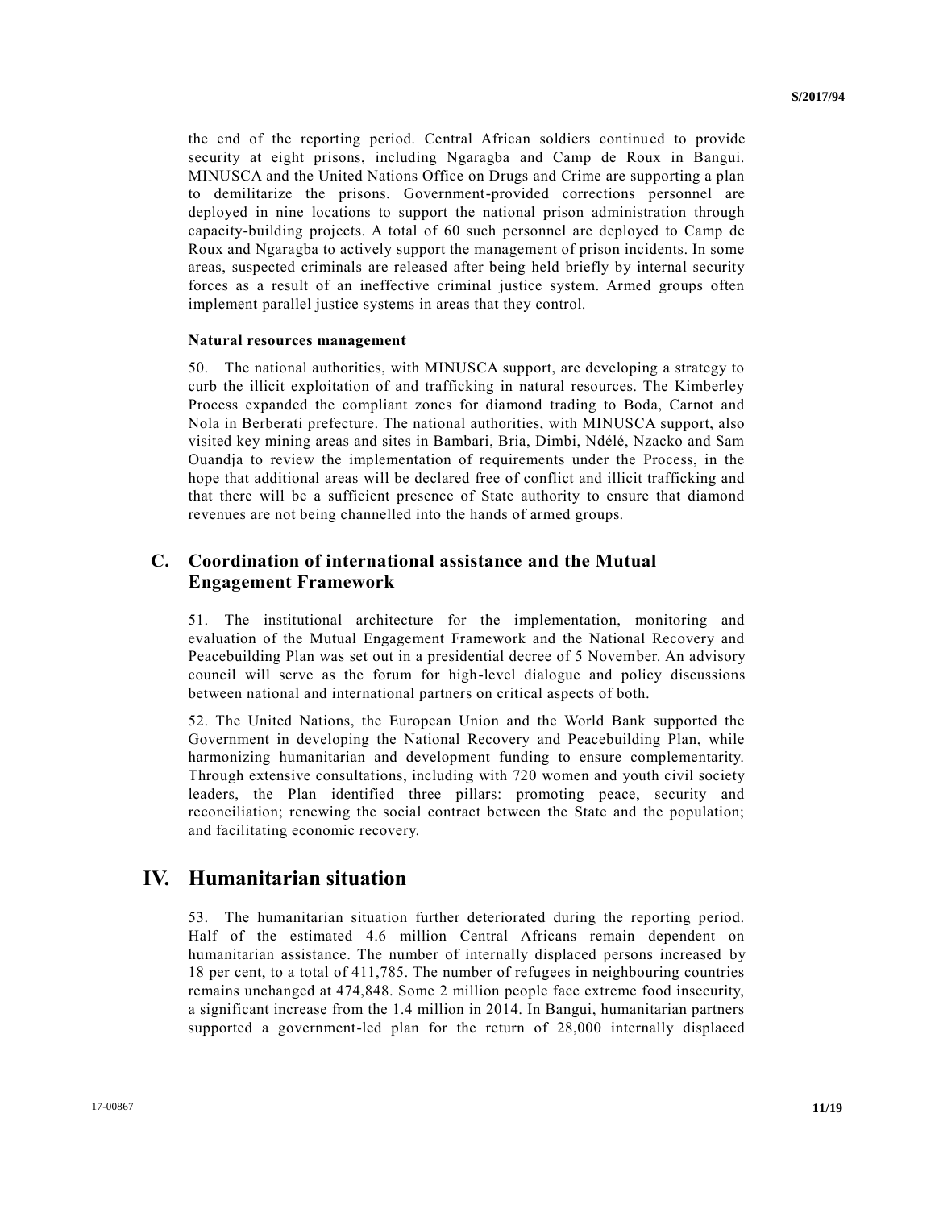the end of the reporting period. Central African soldiers continued to provide security at eight prisons, including Ngaragba and Camp de Roux in Bangui. MINUSCA and the United Nations Office on Drugs and Crime are supporting a plan to demilitarize the prisons. Government-provided corrections personnel are deployed in nine locations to support the national prison administration through capacity-building projects. A total of 60 such personnel are deployed to Camp de Roux and Ngaragba to actively support the management of prison incidents. In some areas, suspected criminals are released after being held briefly by internal security forces as a result of an ineffective criminal justice system. Armed groups often implement parallel justice systems in areas that they control.

**Natural resources management**

50. The national authorities, with MINUSCA support, are developing a strategy to curb the illicit exploitation of and trafficking in natural resources. The Kimberley Process expanded the compliant zones for diamond trading to Boda, Carnot and Nola in Berberati prefecture. The national authorities, with MINUSCA support, also visited key mining areas and sites in Bambari, Bria, Dimbi, Ndélé, Nzacko and Sam Ouandja to review the implementation of requirements under the Process, in the hope that additional areas will be declared free of conflict and illicit trafficking and that there will be a sufficient presence of State authority to ensure that diamond revenues are not being channelled into the hands of armed groups.

## C. Coordination of international assistance and the Mutual Engagement Framework

51. The institutional architecture for the implementation, monitoring and evaluation of the Mutual Engagement Framework and the National Recovery and Peacebuilding Plan was set out in a presidential decree of 5 November. An advisory council will serve as the forum for high-level dialogue and policy discussions between national and international partners on critical aspects of both.

52. The United Nations, the European Union and the World Bank supported the Government in developing the National Recovery and Peacebuilding Plan, while harmonizing humanitarian and development funding to ensure complementarity. Through extensive consultations, including with 720 women and youth civil society leaders, the Plan identified three pillars: promoting peace, security and reconciliation; renewing the social contract between the State and the population; and facilitating economic recovery.

# IV. Humanitarian situation

53. The humanitarian situation further deteriorated during the reporting period. Half of the estimated 4.6 million Central Africans remain dependent on humanitarian assistance. The number of internally displaced persons increased by 18 per cent, to a total of 411,785. The number of refugees in neighbouring countries remains unchanged at 474,848. Some 2 million people face extreme food insecurity, a significant increase from the 1.4 million in 2014. In Bangui, humanitarian partners supported a government-led plan for the return of 28,000 internally displaced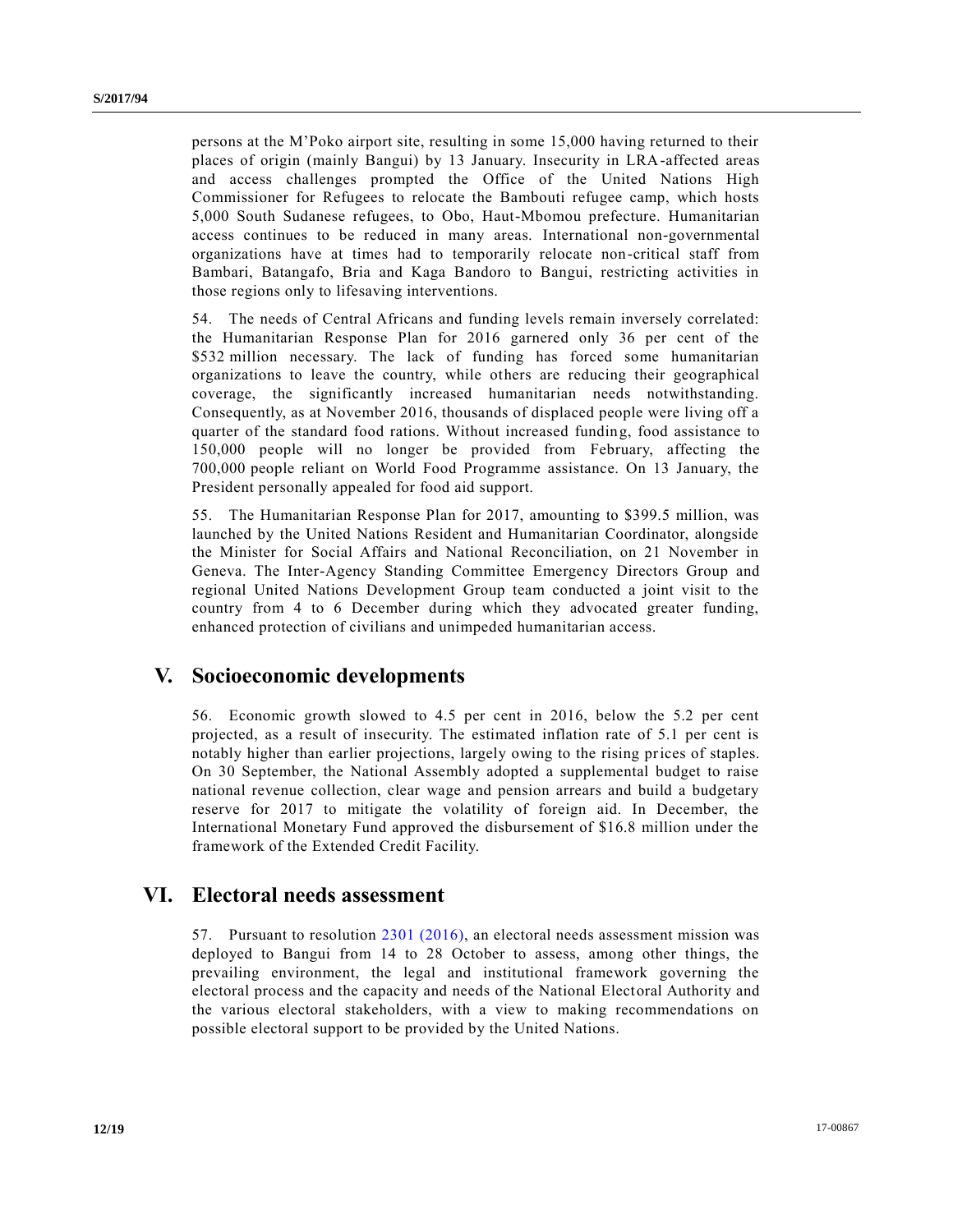persons at the M'Poko airport site, resulting in some 15,000 having returned to their places of origin (mainly Bangui) by 13 January. Insecurity in LRA-affected areas and access challenges prompted the Office of the United Nations High Commissioner for Refugees to relocate the Bambouti refugee camp, which hosts 5,000 South Sudanese refugees, to Obo, Haut-Mbomou prefecture. Humanitarian access continues to be reduced in many areas. International non-governmental organizations have at times had to temporarily relocate non-critical staff from Bambari, Batangafo, Bria and Kaga Bandoro to Bangui, restricting activities in those regions only to lifesaving interventions.

54. The needs of Central Africans and funding levels remain inversely correlated: the Humanitarian Response Plan for 2016 garnered only 36 per cent of the $532 million necessary. The lack of funding has forced some humanitarian organizations to leave the country, while others are reducing their geographical coverage, the significantly increased humanitarian needs notwithstanding. Consequently, as at November 2016, thousands of displaced people were living off a quarter of the standard food rations. Without increased funding, food assistance to 150,000 people will no longer be provided from February, affecting the 700,000 people reliant on World Food Programme assistance. On 13 January, the President personally appealed for food aid support.

55. The Humanitarian Response Plan for 2017, amounting to $399.5 million, was launched by the United Nations Resident and Humanitarian Coordinator, alongside the Minister for Social Affairs and National Reconciliation, on 21 November in Geneva. The Inter-Agency Standing Committee Emergency Directors Group and regional United Nations Development Group team conducted a joint visit to the country from 4 to 6 December during which they advocated greater funding, enhanced protection of civilians and unimpeded humanitarian access.

# V. Socioeconomic developments

56. Economic growth slowed to 4.5 per cent in 2016, below the 5.2 per cent projected, as a result of insecurity. The estimated inflation rate of 5.1 per cent is notably higher than earlier projections, largely owing to the rising prices of staples. On 30 September, the National Assembly adopted a supplemental budget to raise national revenue collection, clear wage and pension arrears and build a budgetary reserve for 2017 to mitigate the volatility of foreign aid. In December, the International Monetary Fund approved the disbursement of $16.8 million under the framework of the Extended Credit Facility.

# VI. Electoral needs assessment

57. Pursuant to resolution 2301 (2016), an electoral needs assessment mission was deployed to Bangui from 14 to 28 October to assess, among other things, the prevailing environment, the legal and institutional framework governing the electoral process and the capacity and needs of the National Electoral Authority and the various electoral stakeholders, with a view to making recommendations on possible electoral support to be provided by the United Nations.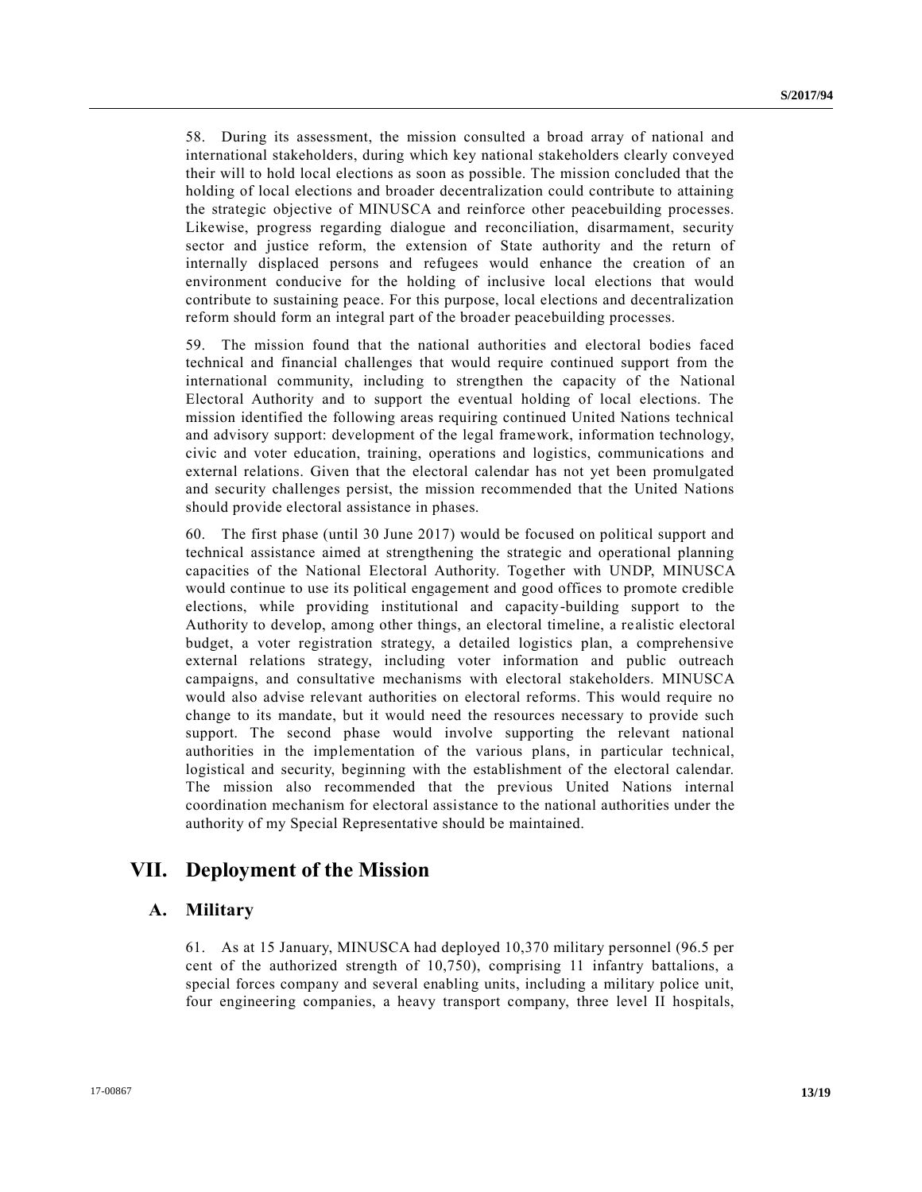58. During its assessment, the mission consulted a broad array of national and international stakeholders, during which key national stakeholders clearly conveyed their will to hold local elections as soon as possible. The mission concluded that the holding of local elections and broader decentralization could contribute to attaining the strategic objective of MINUSCA and reinforce other peacebuilding processes. Likewise, progress regarding dialogue and reconciliation, disarmament, security sector and justice reform, the extension of State authority and the return of internally displaced persons and refugees would enhance the creation of an environment conducive for the holding of inclusive local elections that would contribute to sustaining peace. For this purpose, local elections and decentralization reform should form an integral part of the broader peacebuilding processes.

59. The mission found that the national authorities and electoral bodies faced technical and financial challenges that would require continued support from the international community, including to strengthen the capacity of the National Electoral Authority and to support the eventual holding of local elections. The mission identified the following areas requiring continued United Nations technical and advisory support: development of the legal framework, information technology, civic and voter education, training, operations and logistics, communications and external relations. Given that the electoral calendar has not yet been promulgated and security challenges persist, the mission recommended that the United Nations should provide electoral assistance in phases.

60. The first phase (until 30 June 2017) would be focused on political support and technical assistance aimed at strengthening the strategic and operational planning capacities of the National Electoral Authority. Together with UNDP, MINUSCA would continue to use its political engagement and good offices to promote credible elections, while providing institutional and capacity-building support to the Authority to develop, among other things, an electoral timeline, a realistic electoral budget, a voter registration strategy, a detailed logistics plan, a comprehensive external relations strategy, including voter information and public outreach campaigns, and consultative mechanisms with electoral stakeholders. MINUSCA would also advise relevant authorities on electoral reforms. This would require no change to its mandate, but it would need the resources necessary to provide such support. The second phase would involve supporting the relevant national authorities in the implementation of the various plans, in particular technical, logistical and security, beginning with the establishment of the electoral calendar. The mission also recommended that the previous United Nations internal coordination mechanism for electoral assistance to the national authorities under the authority of my Special Representative should be maintained.

## VII. Deployment of the Mission

### A. Military

61. As at 15 January, MINUSCA had deployed 10,370 military personnel (96.5 per cent of the authorized strength of 10,750), comprising 11 infantry battalions, a special forces company and several enabling units, including a military police unit, four engineering companies, a heavy transport company, three level II hospitals,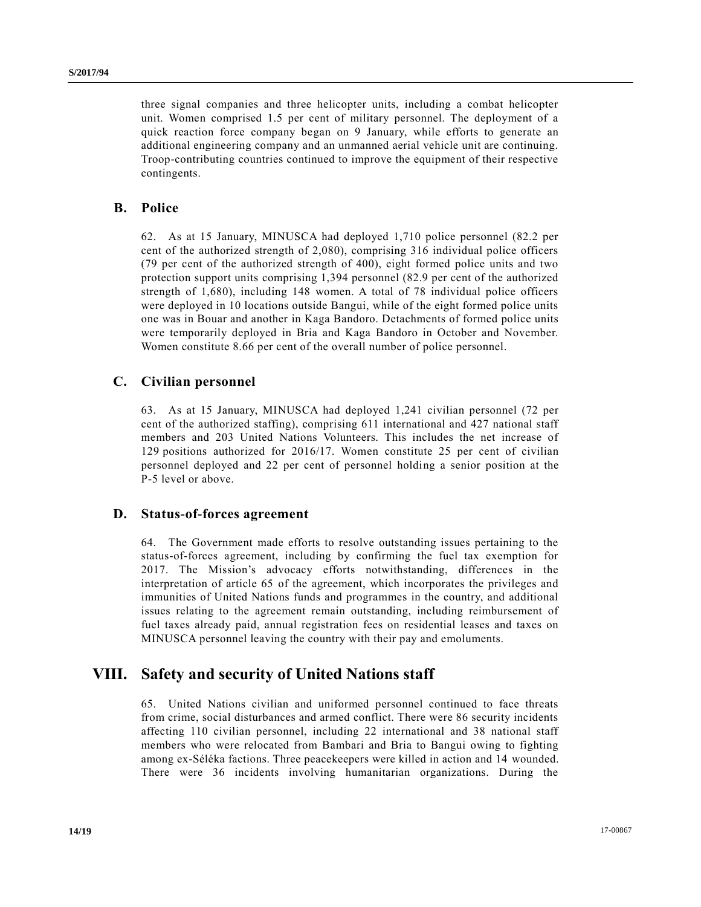three signal companies and three helicopter units, including a combat helicopter unit. Women comprised 1.5 per cent of military personnel. The deployment of a quick reaction force company began on 9 January, while efforts to generate an additional engineering company and an unmanned aerial vehicle unit are continuing. Troop-contributing countries continued to improve the equipment of their respective contingents.

## B. Police

62. As at 15 January, MINUSCA had deployed 1,710 police personnel (82.2 per cent of the authorized strength of 2,080), comprising 316 individual police officers (79 per cent of the authorized strength of 400), eight formed police units and two protection support units comprising 1,394 personnel (82.9 per cent of the authorized strength of 1,680), including 148 women. A total of 78 individual police officers were deployed in 10 locations outside Bangui, while of the eight formed police units one was in Bouar and another in Kaga Bandoro. Detachments of formed police units were temporarily deployed in Bria and Kaga Bandoro in October and November. Women constitute 8.66 per cent of the overall number of police personnel.

## C. Civilian personnel

63. As at 15 January, MINUSCA had deployed 1,241 civilian personnel (72 per cent of the authorized staffing), comprising 611 international and 427 national staff members and 203 United Nations Volunteers. This includes the net increase of 129 positions authorized for 2016/17. Women constitute 25 per cent of civilian personnel deployed and 22 per cent of personnel holding a senior position at the P-5 level or above.

## D. Status-of-forces agreement

64. The Government made efforts to resolve outstanding issues pertaining to the status-of-forces agreement, including by confirming the fuel tax exemption for 2017. The Mission's advocacy efforts notwithstanding, differences in the interpretation of article 65 of the agreement, which incorporates the privileges and immunities of United Nations funds and programmes in the country, and additional issues relating to the agreement remain outstanding, including reimbursement of fuel taxes already paid, annual registration fees on residential leases and taxes on MINUSCA personnel leaving the country with their pay and emoluments.

# VIII. Safety and security of United Nations staff

65. United Nations civilian and uniformed personnel continued to face threats from crime, social disturbances and armed conflict. There were 86 security incidents affecting 110 civilian personnel, including 22 international and 38 national staff members who were relocated from Bambari and Bria to Bangui owing to fighting among ex-Séléka factions. Three peacekeepers were killed in action and 14 wounded. There were 36 incidents involving humanitarian organizations. During the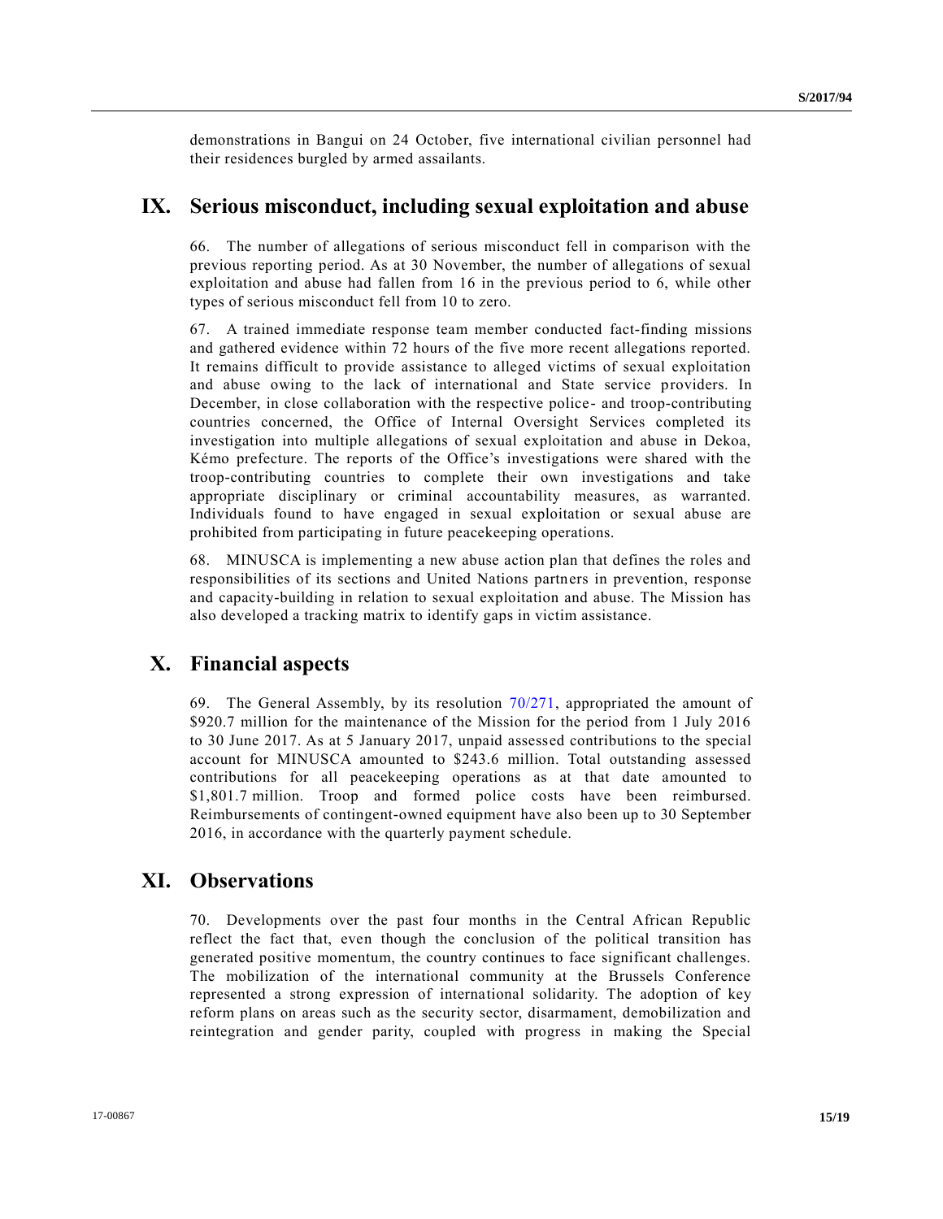demonstrations in Bangui on 24 October, five international civilian personnel had their residences burgled by armed assailants.

# IX. Serious misconduct, including sexual exploitation and abuse

66. The number of allegations of serious misconduct fell in comparison with the previous reporting period. As at 30 November, the number of allegations of sexual exploitation and abuse had fallen from 16 in the previous period to 6, while other types of serious misconduct fell from 10 to zero.

67. A trained immediate response team member conducted fact-finding missions and gathered evidence within 72 hours of the five more recent allegations reported. It remains difficult to provide assistance to alleged victims of sexual exploitation and abuse owing to the lack of international and State service providers. In December, in close collaboration with the respective police- and troop-contributing countries concerned, the Office of Internal Oversight Services completed its investigation into multiple allegations of sexual exploitation and abuse in Dekoa, Kémo prefecture. The reports of the Office's investigations were shared with the troop-contributing countries to complete their own investigations and take appropriate disciplinary or criminal accountability measures, as warranted. Individuals found to have engaged in sexual exploitation or sexual abuse are prohibited from participating in future peacekeeping operations.

68. MINUSCA is implementing a new abuse action plan that defines the roles and responsibilities of its sections and United Nations partners in prevention, response and capacity-building in relation to sexual exploitation and abuse. The Mission has also developed a tracking matrix to identify gaps in victim assistance.

# X. Financial aspects

69. The General Assembly, by its resolution 70/271, appropriated the amount of $920.7 million for the maintenance of the Mission for the period from 1 July 2016 to 30 June 2017. As at 5 January 2017, unpaid assessed contributions to the special account for MINUSCA amounted to $243.6 million. Total outstanding assessed contributions for all peacekeeping operations as at that date amounted to $1,801.7 million. Troop and formed police costs have been reimbursed. Reimbursements of contingent-owned equipment have also been up to 30 September 2016, in accordance with the quarterly payment schedule.

# XI. Observations

70. Developments over the past four months in the Central African Republic reflect the fact that, even though the conclusion of the political transition has generated positive momentum, the country continues to face significant challenges. The mobilization of the international community at the Brussels Conference represented a strong expression of international solidarity. The adoption of key reform plans on areas such as the security sector, disarmament, demobilization and reintegration and gender parity, coupled with progress in making the Special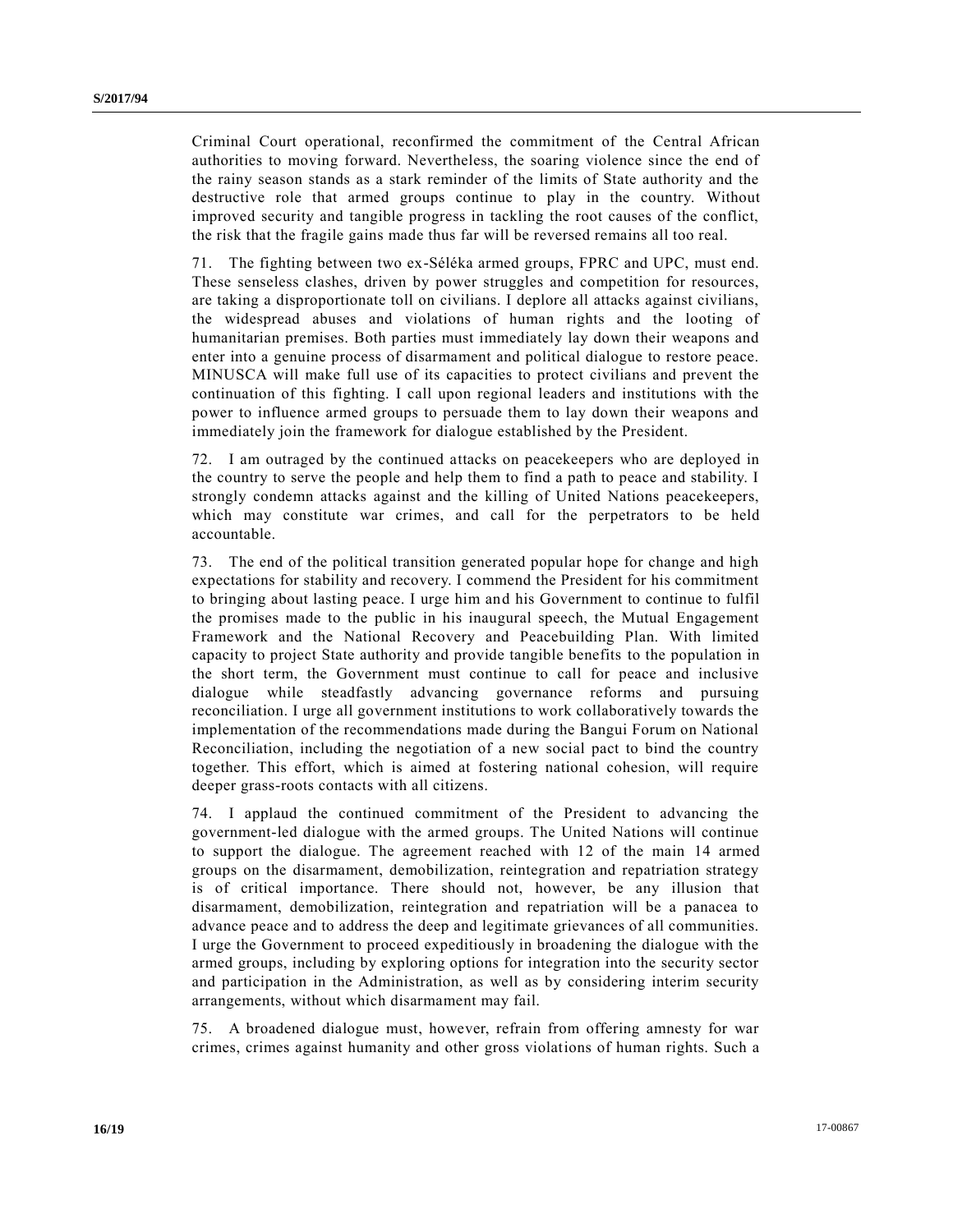Criminal Court operational, reconfirmed the commitment of the Central African authorities to moving forward. Nevertheless, the soaring violence since the end of the rainy season stands as a stark reminder of the limits of State authority and the destructive role that armed groups continue to play in the country. Without improved security and tangible progress in tackling the root causes of the conflict, the risk that the fragile gains made thus far will be reversed remains all too real.

71. The fighting between two ex-Séléka armed groups, FPRC and UPC, must end. These senseless clashes, driven by power struggles and competition for resources, are taking a disproportionate toll on civilians. I deplore all attacks against civilians, the widespread abuses and violations of human rights and the looting of humanitarian premises. Both parties must immediately lay down their weapons and enter into a genuine process of disarmament and political dialogue to restore peace. MINUSCA will make full use of its capacities to protect civilians and prevent the continuation of this fighting. I call upon regional leaders and institutions with the power to influence armed groups to persuade them to lay down their weapons and immediately join the framework for dialogue established by the President.

72. I am outraged by the continued attacks on peacekeepers who are deployed in the country to serve the people and help them to find a path to peace and stability. I strongly condemn attacks against and the killing of United Nations peacekeepers, which may constitute war crimes, and call for the perpetrators to be held accountable.

73. The end of the political transition generated popular hope for change and high expectations for stability and recovery. I commend the President for his commitment to bringing about lasting peace. I urge him and his Government to continue to fulfil the promises made to the public in his inaugural speech, the Mutual Engagement Framework and the National Recovery and Peacebuilding Plan. With limited capacity to project State authority and provide tangible benefits to the population in the short term, the Government must continue to call for peace and inclusive dialogue while steadfastly advancing governance reforms and pursuing reconciliation. I urge all government institutions to work collaboratively towards the implementation of the recommendations made during the Bangui Forum on National Reconciliation, including the negotiation of a new social pact to bind the country together. This effort, which is aimed at fostering national cohesion, will require deeper grass-roots contacts with all citizens.

74. I applaud the continued commitment of the President to advancing the government-led dialogue with the armed groups. The United Nations will continue to support the dialogue. The agreement reached with 12 of the main 14 armed groups on the disarmament, demobilization, reintegration and repatriation strategy is of critical importance. There should not, however, be any illusion that disarmament, demobilization, reintegration and repatriation will be a panacea to advance peace and to address the deep and legitimate grievances of all communities. I urge the Government to proceed expeditiously in broadening the dialogue with the armed groups, including by exploring options for integration into the security sector and participation in the Administration, as well as by considering interim security arrangements, without which disarmament may fail.

75. A broadened dialogue must, however, refrain from offering amnesty for war crimes, crimes against humanity and other gross violations of human rights. Such a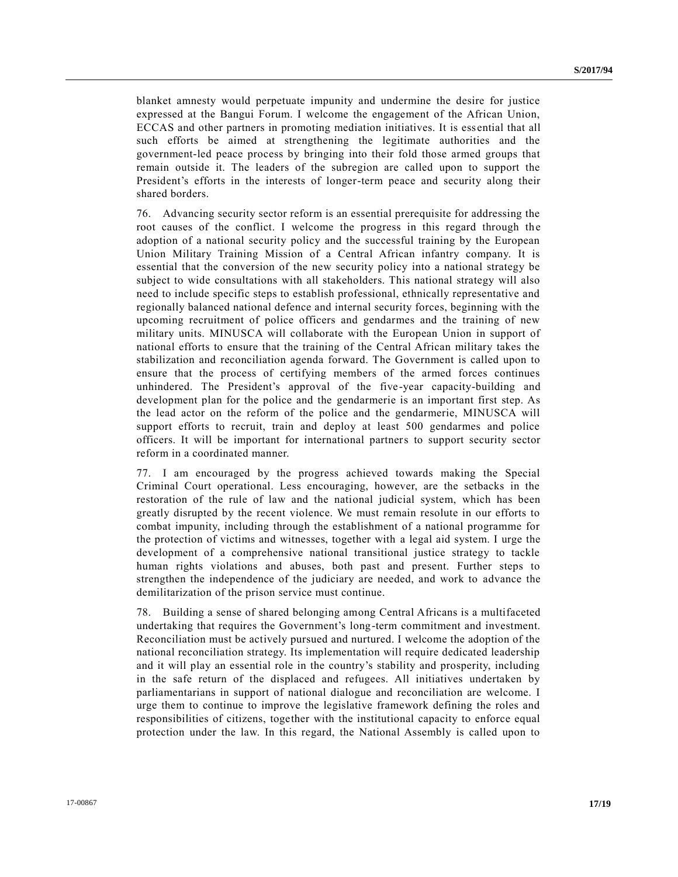blanket amnesty would perpetuate impunity and undermine the desire for justice expressed at the Bangui Forum. I welcome the engagement of the African Union, ECCAS and other partners in promoting mediation initiatives. It is essential that all such efforts be aimed at strengthening the legitimate authorities and the government-led peace process by bringing into their fold those armed groups that remain outside it. The leaders of the subregion are called upon to support the President's efforts in the interests of longer-term peace and security along their shared borders.

76. Advancing security sector reform is an essential prerequisite for addressing the root causes of the conflict. I welcome the progress in this regard through the adoption of a national security policy and the successful training by the European Union Military Training Mission of a Central African infantry company. It is essential that the conversion of the new security policy into a national strategy be subject to wide consultations with all stakeholders. This national strategy will also need to include specific steps to establish professional, ethnically representative and regionally balanced national defence and internal security forces, beginning with the upcoming recruitment of police officers and gendarmes and the training of new military units. MINUSCA will collaborate with the European Union in support of national efforts to ensure that the training of the Central African military takes the stabilization and reconciliation agenda forward. The Government is called upon to ensure that the process of certifying members of the armed forces continues unhindered. The President's approval of the five-year capacity-building and development plan for the police and the gendarmerie is an important first step. As the lead actor on the reform of the police and the gendarmerie, MINUSCA will support efforts to recruit, train and deploy at least 500 gendarmes and police officers. It will be important for international partners to support security sector reform in a coordinated manner.

77. I am encouraged by the progress achieved towards making the Special Criminal Court operational. Less encouraging, however, are the setbacks in the restoration of the rule of law and the national judicial system, which has been greatly disrupted by the recent violence. We must remain resolute in our efforts to combat impunity, including through the establishment of a national programme for the protection of victims and witnesses, together with a legal aid system. I urge the development of a comprehensive national transitional justice strategy to tackle human rights violations and abuses, both past and present. Further steps to strengthen the independence of the judiciary are needed, and work to advance the demilitarization of the prison service must continue.

78. Building a sense of shared belonging among Central Africans is a multifaceted undertaking that requires the Government's long-term commitment and investment. Reconciliation must be actively pursued and nurtured. I welcome the adoption of the national reconciliation strategy. Its implementation will require dedicated leadership and it will play an essential role in the country's stability and prosperity, including in the safe return of the displaced and refugees. All initiatives undertaken by parliamentarians in support of national dialogue and reconciliation are welcome. I urge them to continue to improve the legislative framework defining the roles and responsibilities of citizens, together with the institutional capacity to enforce equal protection under the law. In this regard, the National Assembly is called upon to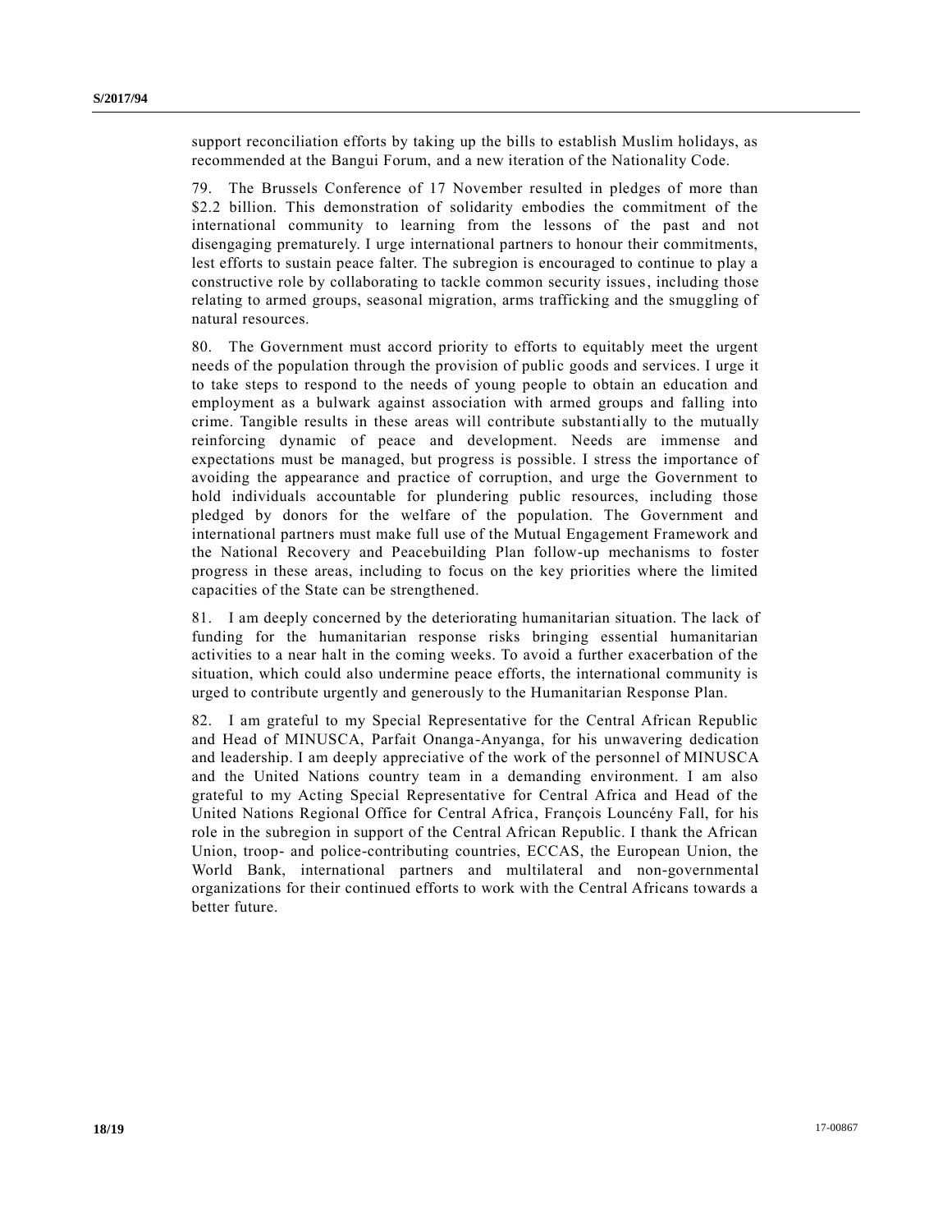support reconciliation efforts by taking up the bills to establish Muslim holidays, as recommended at the Bangui Forum, and a new iteration of the Nationality Code.

79. The Brussels Conference of 17 November resulted in pledges of more than $2.2 billion. This demonstration of solidarity embodies the commitment of the international community to learning from the lessons of the past and not disengaging prematurely. I urge international partners to honour their commitments, lest efforts to sustain peace falter. The subregion is encouraged to continue to play a constructive role by collaborating to tackle common security issues, including those relating to armed groups, seasonal migration, arms trafficking and the smuggling of natural resources.

80. The Government must accord priority to efforts to equitably meet the urgent needs of the population through the provision of public goods and services. I urge it to take steps to respond to the needs of young people to obtain an education and employment as a bulwark against association with armed groups and falling into crime. Tangible results in these areas will contribute substantially to the mutually reinforcing dynamic of peace and development. Needs are immense and expectations must be managed, but progress is possible. I stress the importance of avoiding the appearance and practice of corruption, and urge the Government to hold individuals accountable for plundering public resources, including those pledged by donors for the welfare of the population. The Government and international partners must make full use of the Mutual Engagement Framework and the National Recovery and Peacebuilding Plan follow-up mechanisms to foster progress in these areas, including to focus on the key priorities where the limited capacities of the State can be strengthened.

81. I am deeply concerned by the deteriorating humanitarian situation. The lack of funding for the humanitarian response risks bringing essential humanitarian activities to a near halt in the coming weeks. To avoid a further exacerbation of the situation, which could also undermine peace efforts, the international community is urged to contribute urgently and generously to the Humanitarian Response Plan.

82. I am grateful to my Special Representative for the Central African Republic and Head of MINUSCA, Parfait Onanga-Anyanga, for his unwavering dedication and leadership. I am deeply appreciative of the work of the personnel of MINUSCA and the United Nations country team in a demanding environment. I am also grateful to my Acting Special Representative for Central Africa and Head of the United Nations Regional Office for Central Africa, François Louncény Fall, for his role in the subregion in support of the Central African Republic. I thank the African Union, troop- and police-contributing countries, ECCAS, the European Union, the World Bank, international partners and multilateral and non-governmental organizations for their continued efforts to work with the Central Africans towards a better future.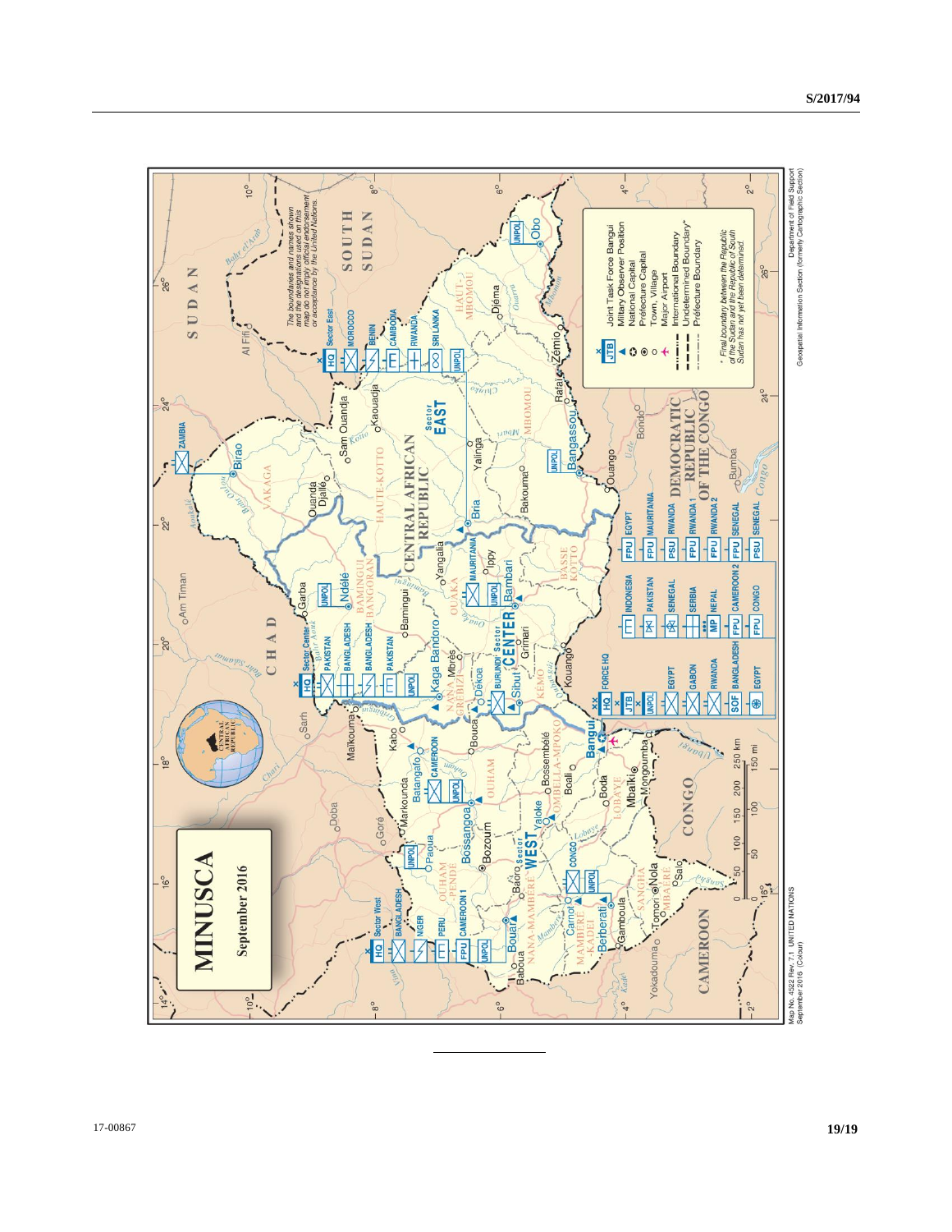# MINUSCA

September 2016

The boundaries and names shown and the designations used on this map do not imply official endorsement or acceptance by the United Nations.

Joint Task Force Bangui
Military Observer Position
National Capital
Préfecture Capital
Town, Village
Major Airport
International Boundary
Undetermined Boundary*
Préfecture Boundary

\* Final boundary between the Republic of the Sudan and the Republic of South Sudan has not yet been determined.

0 50 100 150 200 250 km
0 50 100 150 mi

Map No. 4522 Rev. 71 UNITED NATIONS
September 2016 (Colour)

Department of Field Support
Geospatial Information Section (formerly Cartographic Section)